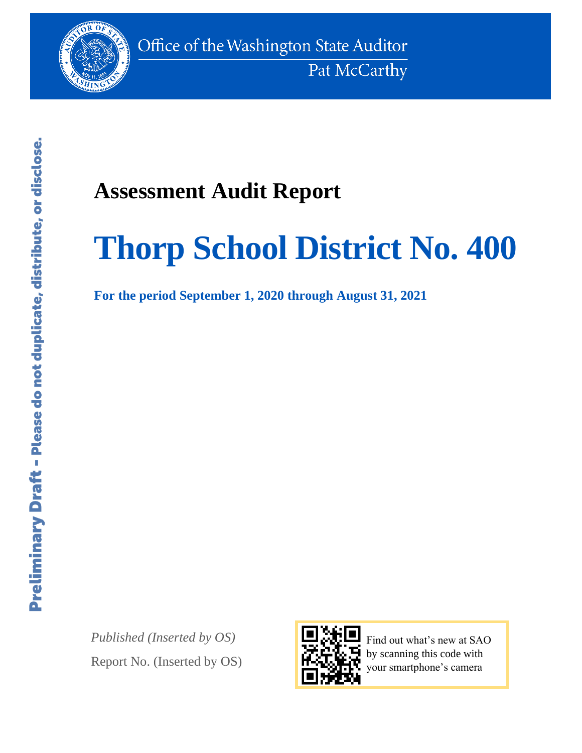Office of the Washington State Auditor

Pat McCarthy

Preliminary Draft - Please do not duplicate, distribute, or disclose.

# Assessment Audit Report

# Thorp School District No. 400

**For the period September 1, 2020 through August 31, 2021**

*Published (Inserted by OS)*

Report No. (Inserted by OS)

Find out what's new at SAO by scanning this code with your smartphone's camera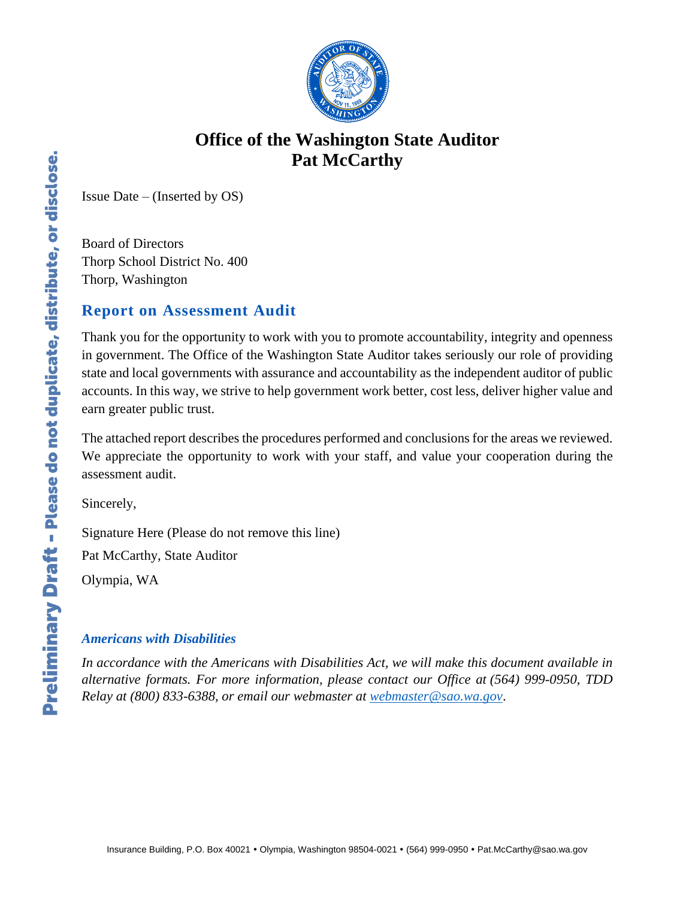# Office of the Washington State Auditor
# Pat McCarthy

Issue Date – (Inserted by OS)

Board of Directors
Thorp School District No. 400
Thorp, Washington

## Report on Assessment Audit

Thank you for the opportunity to work with you to promote accountability, integrity and openness in government. The Office of the Washington State Auditor takes seriously our role of providing state and local governments with assurance and accountability as the independent auditor of public accounts. In this way, we strive to help government work better, cost less, deliver higher value and earn greater public trust.

The attached report describes the procedures performed and conclusions for the areas we reviewed. We appreciate the opportunity to work with your staff, and value your cooperation during the assessment audit.

Sincerely,

Signature Here (Please do not remove this line)

Pat McCarthy, State Auditor

Olympia, WA

### *Americans with Disabilities*

*In accordance with the Americans with Disabilities Act, we will make this document available in alternative formats. For more information, please contact our Office at (564) 999-0950, TDD Relay at (800) 833-6388, or email our webmaster at [webmaster@sao.wa.gov](mailto:webmaster@sao.wa.gov).*

Insurance Building, P.O. Box 40021 • Olympia, Washington 98504-0021 • (564) 999-0950 • Pat.McCarthy@sao.wa.gov

Preliminary Draft - Please do not duplicate, distribute, or disclose.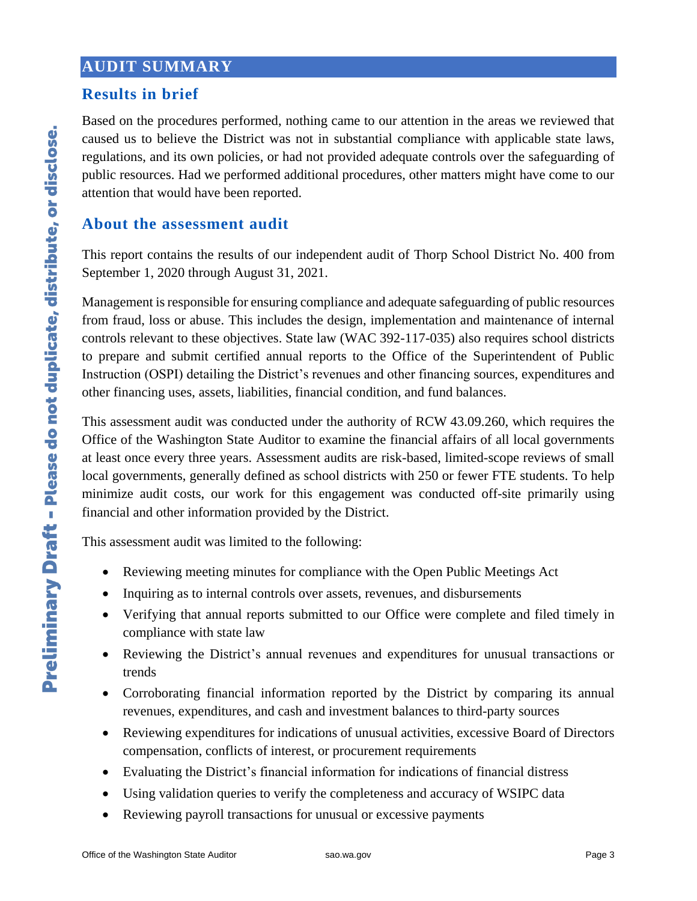# AUDIT SUMMARY

## Results in brief

Based on the procedures performed, nothing came to our attention in the areas we reviewed that caused us to believe the District was not in substantial compliance with applicable state laws, regulations, and its own policies, or had not provided adequate controls over the safeguarding of public resources. Had we performed additional procedures, other matters might have come to our attention that would have been reported.

## About the assessment audit

This report contains the results of our independent audit of Thorp School District No. 400 from September 1, 2020 through August 31, 2021.

Management is responsible for ensuring compliance and adequate safeguarding of public resources from fraud, loss or abuse. This includes the design, implementation and maintenance of internal controls relevant to these objectives. State law (WAC 392-117-035) also requires school districts to prepare and submit certified annual reports to the Office of the Superintendent of Public Instruction (OSPI) detailing the District's revenues and other financing sources, expenditures and other financing uses, assets, liabilities, financial condition, and fund balances.

This assessment audit was conducted under the authority of RCW 43.09.260, which requires the Office of the Washington State Auditor to examine the financial affairs of all local governments at least once every three years. Assessment audits are risk-based, limited-scope reviews of small local governments, generally defined as school districts with 250 or fewer FTE students. To help minimize audit costs, our work for this engagement was conducted off-site primarily using financial and other information provided by the District.

This assessment audit was limited to the following:

- Reviewing meeting minutes for compliance with the Open Public Meetings Act
- Inquiring as to internal controls over assets, revenues, and disbursements
- Verifying that annual reports submitted to our Office were complete and filed timely in compliance with state law
- Reviewing the District's annual revenues and expenditures for unusual transactions or trends
- Corroborating financial information reported by the District by comparing its annual revenues, expenditures, and cash and investment balances to third-party sources
- Reviewing expenditures for indications of unusual activities, excessive Board of Directors compensation, conflicts of interest, or procurement requirements
- Evaluating the District's financial information for indications of financial distress
- Using validation queries to verify the completeness and accuracy of WSIPC data
- Reviewing payroll transactions for unusual or excessive payments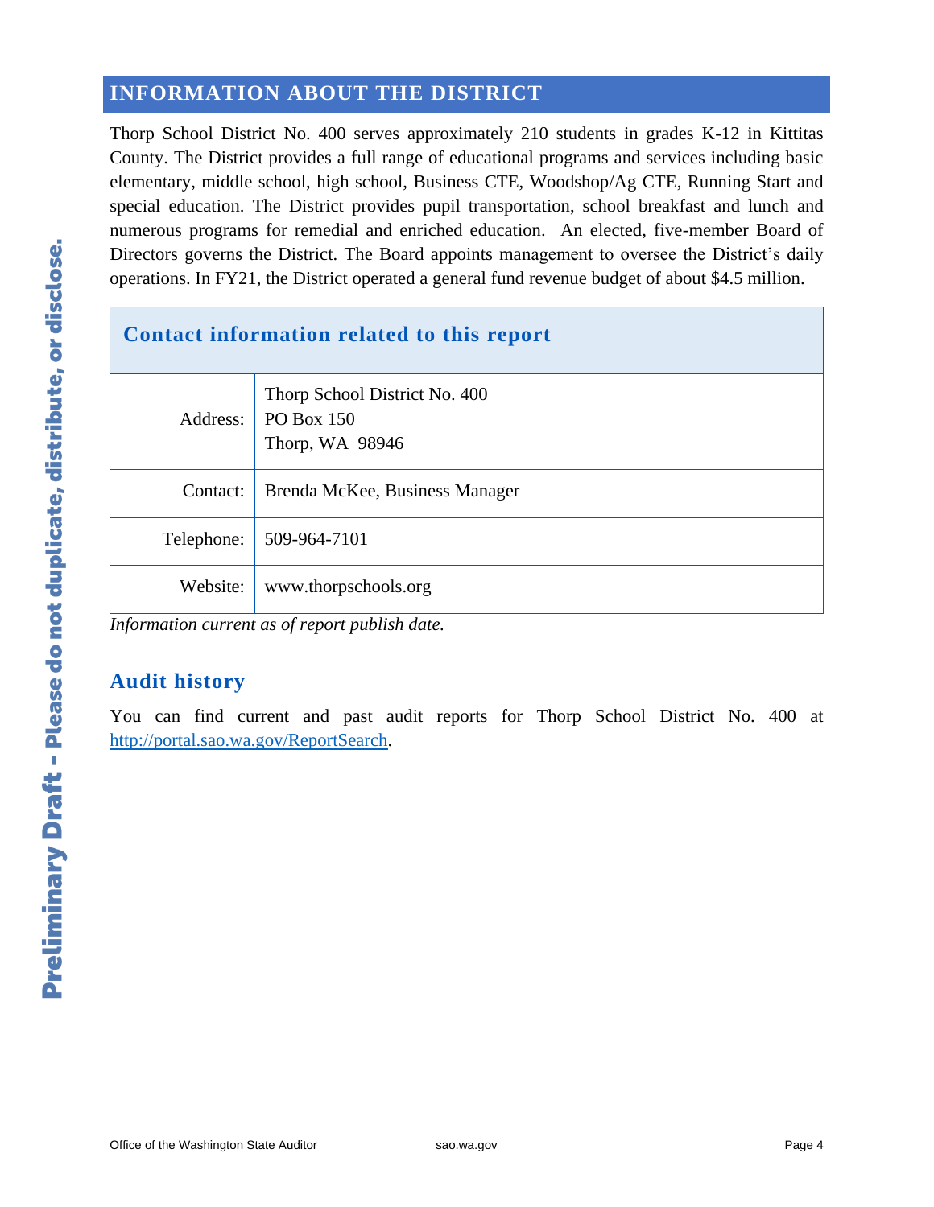## INFORMATION ABOUT THE DISTRICT

Thorp School District No. 400 serves approximately 210 students in grades K-12 in Kittitas County. The District provides a full range of educational programs and services including basic elementary, middle school, high school, Business CTE, Woodshop/Ag CTE, Running Start and special education. The District provides pupil transportation, school breakfast and lunch and numerous programs for remedial and enriched education. An elected, five-member Board of Directors governs the District. The Board appoints management to oversee the District's daily operations. In FY21, the District operated a general fund revenue budget of about $4.5 million.

| Contact information related to this report | |
|---|---|
| Address: | Thorp School District No. 400<br>PO Box 150<br>Thorp, WA 98946 |
| Contact: | Brenda McKee, Business Manager |
| Telephone: | 509-964-7101 |
| Website: | www.thorpschools.org |

*Information current as of report publish date.*

### Audit history

You can find current and past audit reports for Thorp School District No. 400 at [http://portal.sao.wa.gov/ReportSearch](http://portal.sao.wa.gov/ReportSearch).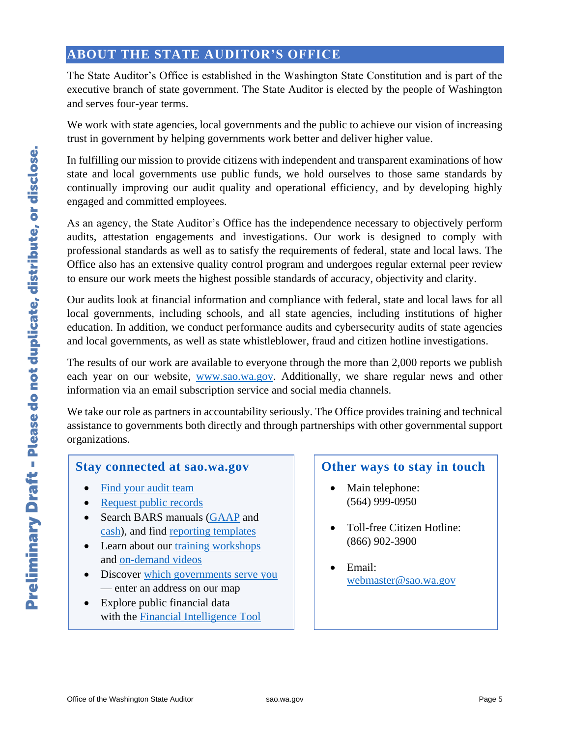## ABOUT THE STATE AUDITOR'S OFFICE

The State Auditor's Office is established in the Washington State Constitution and is part of the executive branch of state government. The State Auditor is elected by the people of Washington and serves four-year terms.

We work with state agencies, local governments and the public to achieve our vision of increasing trust in government by helping governments work better and deliver higher value.

In fulfilling our mission to provide citizens with independent and transparent examinations of how state and local governments use public funds, we hold ourselves to those same standards by continually improving our audit quality and operational efficiency, and by developing highly engaged and committed employees.

As an agency, the State Auditor's Office has the independence necessary to objectively perform audits, attestation engagements and investigations. Our work is designed to comply with professional standards as well as to satisfy the requirements of federal, state and local laws. The Office also has an extensive quality control program and undergoes regular external peer review to ensure our work meets the highest possible standards of accuracy, objectivity and clarity.

Our audits look at financial information and compliance with federal, state and local laws for all local governments, including schools, and all state agencies, including institutions of higher education. In addition, we conduct performance audits and cybersecurity audits of state agencies and local governments, as well as state whistleblower, fraud and citizen hotline investigations.

The results of our work are available to everyone through the more than 2,000 reports we publish each year on our website, www.sao.wa.gov. Additionally, we share regular news and other information via an email subscription service and social media channels.

We take our role as partners in accountability seriously. The Office provides training and technical assistance to governments both directly and through partnerships with other governmental support organizations.

### Stay connected at sao.wa.gov

- Find your audit team
- Request public records
- Search BARS manuals (GAAP and cash), and find reporting templates
- Learn about our training workshops and on-demand videos
- Discover which governments serve you — enter an address on our map
- Explore public financial data with the Financial Intelligence Tool

### Other ways to stay in touch

- Main telephone: (564) 999-0950
- Toll-free Citizen Hotline: (866) 902-3900
- Email: webmaster@sao.wa.gov